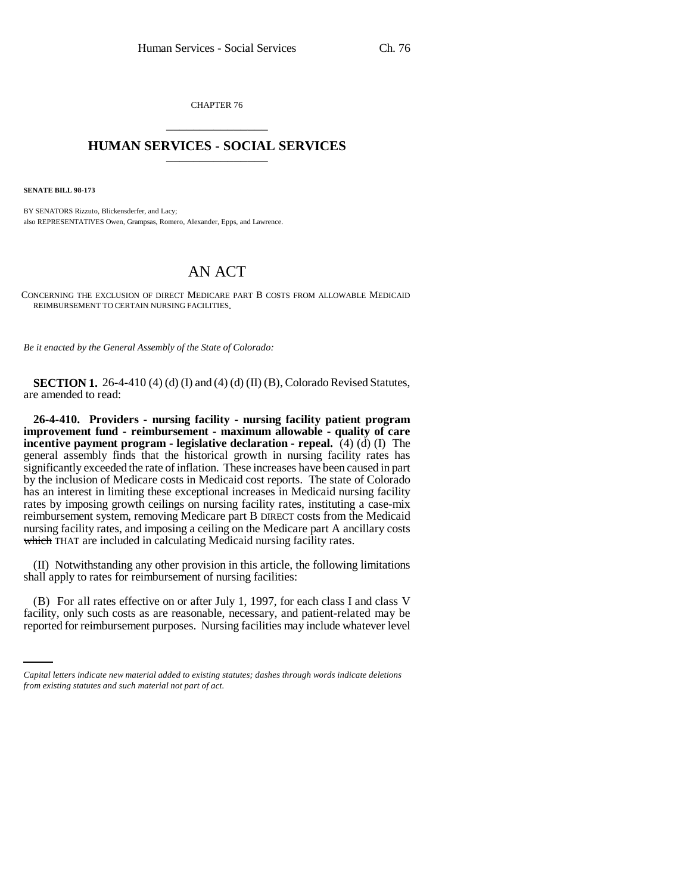CHAPTER 76

## HUMAN SERVICES - SOCIAL SERVICES

**SENATE BILL 98-173**

BY SENATORS Rizzuto, Blickensderfer, and Lacy;
also REPRESENTATIVES Owen, Grampsas, Romero, Alexander, Epps, and Lawrence.

# AN ACT

CONCERNING THE EXCLUSION OF DIRECT MEDICARE PART B COSTS FROM ALLOWABLE MEDICAID REIMBURSEMENT TO CERTAIN NURSING FACILITIES.

*Be it enacted by the General Assembly of the State of Colorado:*

**SECTION 1.** 26-4-410 (4) (d) (I) and (4) (d) (II) (B), Colorado Revised Statutes, are amended to read:

**26-4-410. Providers - nursing facility - nursing facility patient program improvement fund - reimbursement - maximum allowable - quality of care incentive payment program - legislative declaration - repeal.** (4) (d) (I) The general assembly finds that the historical growth in nursing facility rates has significantly exceeded the rate of inflation. These increases have been caused in part by the inclusion of Medicare costs in Medicaid cost reports. The state of Colorado has an interest in limiting these exceptional increases in Medicaid nursing facility rates by imposing growth ceilings on nursing facility rates, instituting a case-mix reimbursement system, removing Medicare part B DIRECT costs from the Medicaid nursing facility rates, and imposing a ceiling on the Medicare part A ancillary costs ~~which~~ THAT are included in calculating Medicaid nursing facility rates.

(II) Notwithstanding any other provision in this article, the following limitations shall apply to rates for reimbursement of nursing facilities:

(B) For all rates effective on or after July 1, 1997, for each class I and class V facility, only such costs as are reasonable, necessary, and patient-related may be reported for reimbursement purposes. Nursing facilities may include whatever level

*Capital letters indicate new material added to existing statutes; dashes through words indicate deletions from existing statutes and such material not part of act.*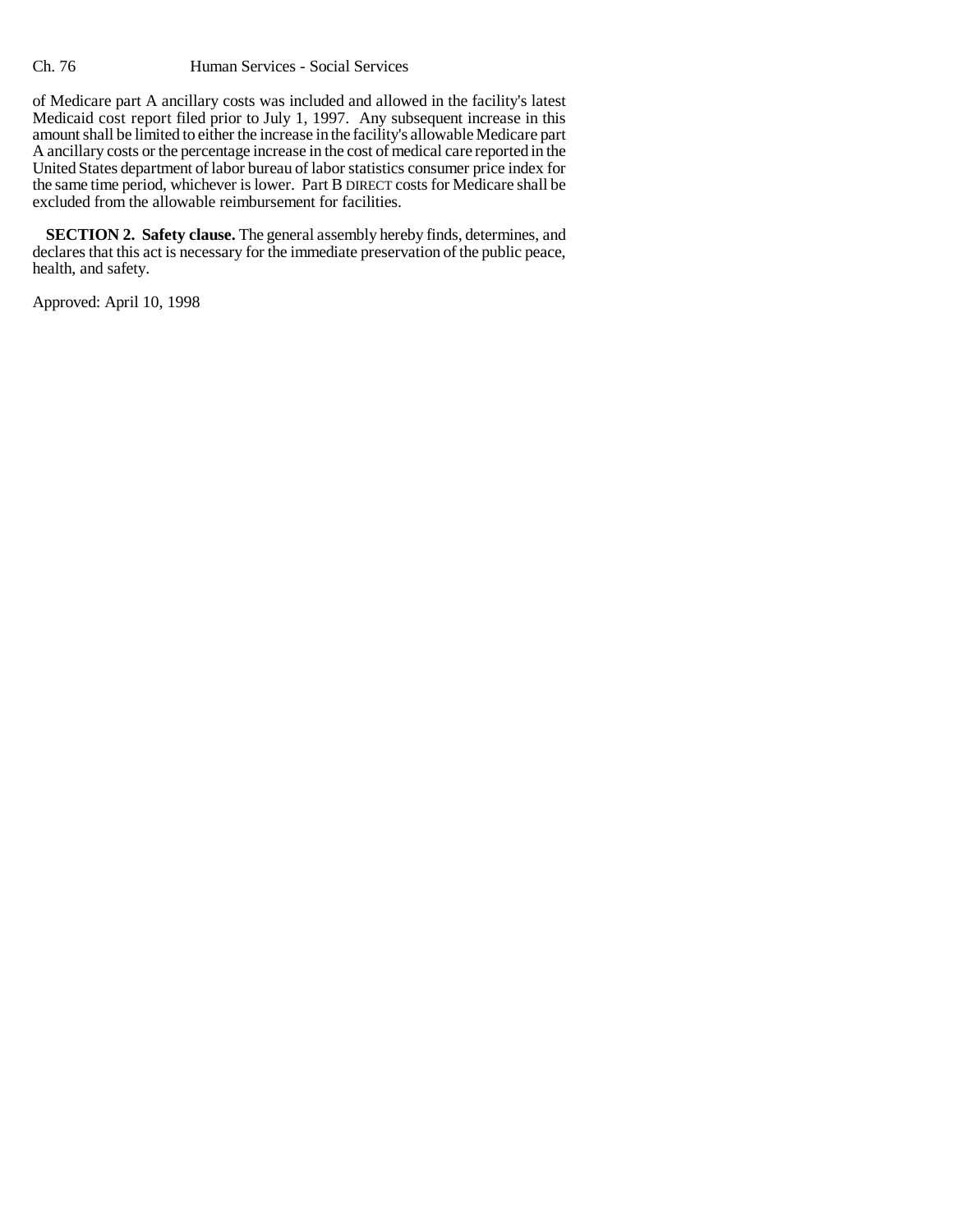of Medicare part A ancillary costs was included and allowed in the facility's latest Medicaid cost report filed prior to July 1, 1997. Any subsequent increase in this amount shall be limited to either the increase in the facility's allowable Medicare part A ancillary costs or the percentage increase in the cost of medical care reported in the United States department of labor bureau of labor statistics consumer price index for the same time period, whichever is lower. Part B DIRECT costs for Medicare shall be excluded from the allowable reimbursement for facilities.

**SECTION 2. Safety clause.** The general assembly hereby finds, determines, and declares that this act is necessary for the immediate preservation of the public peace, health, and safety.

Approved: April 10, 1998